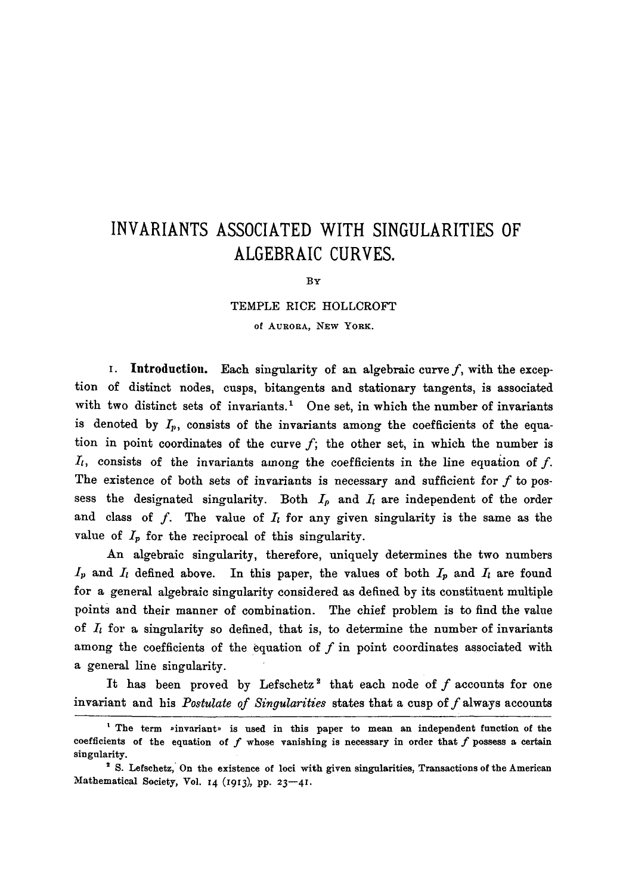# INVARIANTS ASSOCIATED WITH SINGULARITIES OF ALGEBRAIC CURVES.

BY

TEMPLE RICE HOLLCROFT

of AURORA, NEW YORK.

1. **Introduction.** Each singularity of an algebraic curve $f$, with the exception of distinct nodes, cusps, bitangents and stationary tangents, is associated with two distinct sets of invariants.[1] One set, in which the number of invariants is denoted by $I_p$, consists of the invariants among the coefficients of the equation in point coordinates of the curve $f$; the other set, in which the number is $I_l$, consists of the invariants among the coefficients in the line equation of $f$. The existence of both sets of invariants is necessary and sufficient for $f$ to possess the designated singularity. Both $I_p$ and $I_l$ are independent of the order and class of $f$. The value of $I_l$ for any given singularity is the same as the value of $I_p$ for the reciprocal of this singularity.

An algebraic singularity, therefore, uniquely determines the two numbers $I_p$ and $I_l$ defined above. In this paper, the values of both $I_p$ and $I_l$ are found for a general algebraic singularity considered as defined by its constituent multiple points and their manner of combination. The chief problem is to find the value of $I_l$ for a singularity so defined, that is, to determine the number of invariants among the coefficients of the equation of $f$ in point coordinates associated with a general line singularity.

It has been proved by Lefschetz[2] that each node of $f$ accounts for one invariant and his *Postulate of Singularities* states that a cusp of $f$ always accounts

[1] The term »invariant» is used in this paper to mean an independent function of the coefficients of the equation of $f$ whose vanishing is necessary in order that $f$ possess a certain singularity.

[2] S. Lefschetz, On the existence of loci with given singularities, Transactions of the American Mathematical Society, Vol. 14 (1913), pp. 23—41.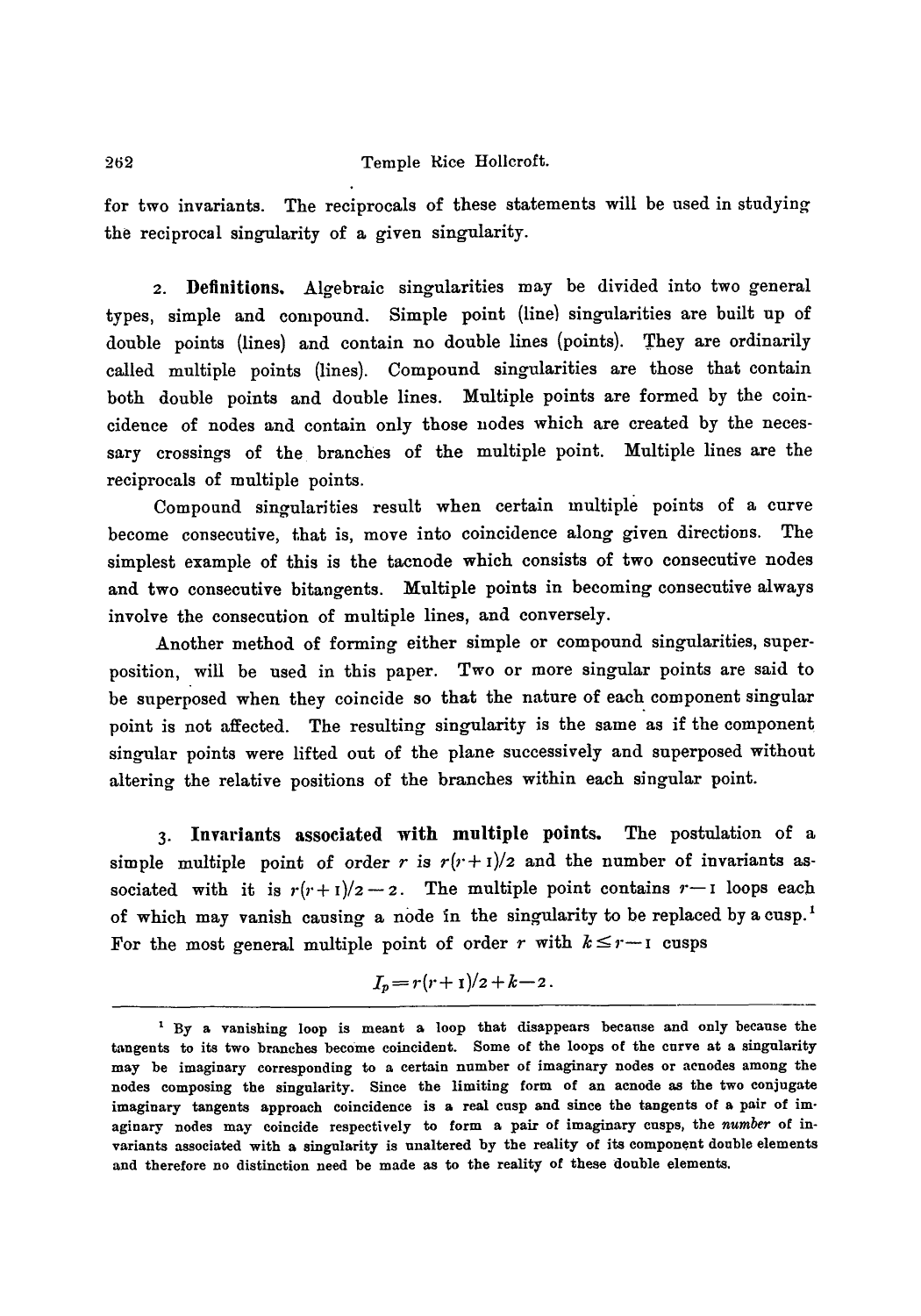for two invariants. The reciprocals of these statements will be used in studying the reciprocal singularity of a given singularity.

2. **Definitions.** Algebraic singularities may be divided into two general types, simple and compound. Simple point (line) singularities are built up of double points (lines) and contain no double lines (points). They are ordinarily called multiple points (lines). Compound singularities are those that contain both double points and double lines. Multiple points are formed by the coincidence of nodes and contain only those nodes which are created by the necessary crossings of the branches of the multiple point. Multiple lines are the reciprocals of multiple points.

Compound singularities result when certain multiple points of a curve become consecutive, that is, move into coincidence along given directions. The simplest example of this is the tacnode which consists of two consecutive nodes and two consecutive bitangents. Multiple points in becoming consecutive always involve the consecution of multiple lines, and conversely.

Another method of forming either simple or compound singularities, superposition, will be used in this paper. Two or more singular points are said to be superposed when they coincide so that the nature of each component singular point is not affected. The resulting singularity is the same as if the component singular points were lifted out of the plane successively and superposed without altering the relative positions of the branches within each singular point.

3. **Invariants associated with multiple points.** The postulation of a simple multiple point of order $r$ is $r(r+1)/2$ and the number of invariants associated with it is $r(r+1)/2-2$. The multiple point contains $r-1$ loops each of which may vanish causing a node in the singularity to be replaced by a cusp.[1] For the most general multiple point of order $r$ with $k \leq r-1$ cusps

$$I_p = r(r+1)/2 + k - 2.$$

---

[1] By a vanishing loop is meant a loop that disappears because and only because the tangents to its two branches become coincident. Some of the loops of the curve at a singularity may be imaginary corresponding to a certain number of imaginary nodes or acnodes among the nodes composing the singularity. Since the limiting form of an acnode as the two conjugate imaginary tangents approach coincidence is a real cusp and since the tangents of a pair of imaginary nodes may coincide respectively to form a pair of imaginary cusps, the *number* of invariants associated with a singularity is unaltered by the reality of its component double elements and therefore no distinction need be made as to the reality of these double elements.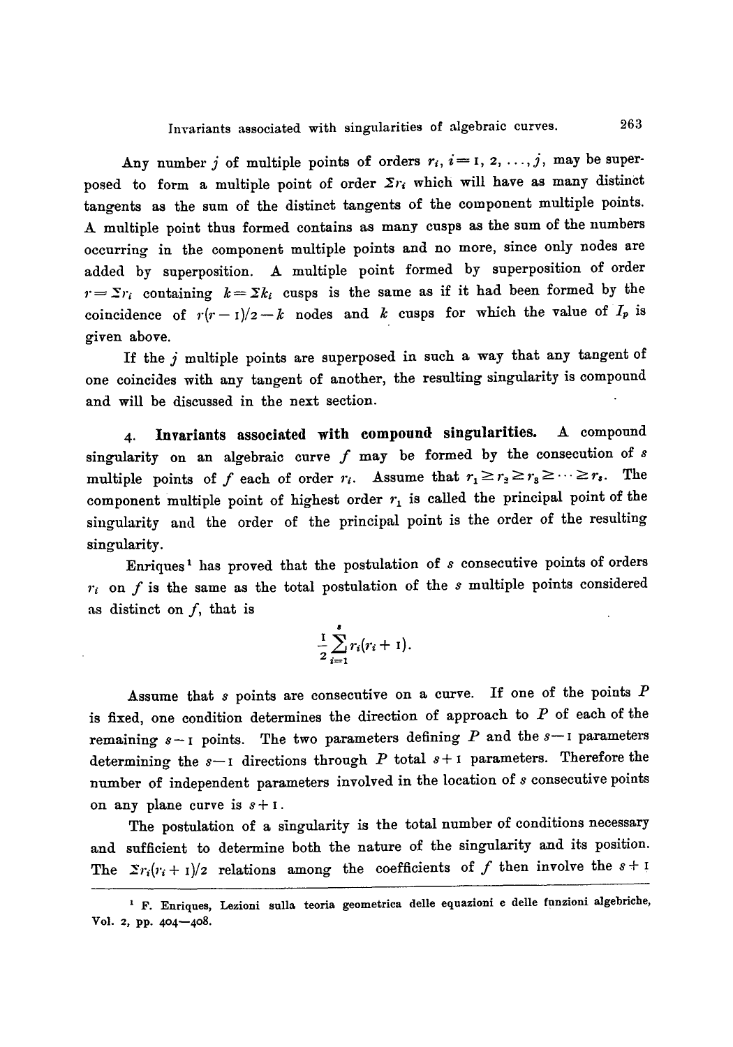Any number $j$ of multiple points of orders $r_i$, $i = 1, 2, \ldots, j$, may be superposed to form a multiple point of order $\Sigma r_i$ which will have as many distinct tangents as the sum of the distinct tangents of the component multiple points. A multiple point thus formed contains as many cusps as the sum of the numbers occurring in the component multiple points and no more, since only nodes are added by superposition. A multiple point formed by superposition of order $r = \Sigma r_i$ containing $k = \Sigma k_i$ cusps is the same as if it had been formed by the coincidence of $r(r-1)/2 - k$ nodes and $k$ cusps for which the value of $I_p$ is given above.

If the $j$ multiple points are superposed in such a way that any tangent of one coincides with any tangent of another, the resulting singularity is compound and will be discussed in the next section.

## 4. Invariants associated with compound singularities.

A compound singularity on an algebraic curve $f$ may be formed by the consecution of $s$ multiple points of $f$ each of order $r_i$. Assume that $r_1 \geq r_2 \geq r_3 \geq \cdots \geq r_s$. The component multiple point of highest order $r_1$ is called the principal point of the singularity and the order of the principal point is the order of the resulting singularity.

Enriques[1] has proved that the postulation of $s$ consecutive points of orders $r_i$ on $f$ is the same as the total postulation of the $s$ multiple points considered as distinct on $f$, that is

$$\frac{1}{2}\sum_{i=1}^{s} r_i(r_i + 1).$$

Assume that $s$ points are consecutive on a curve. If one of the points $P$ is fixed, one condition determines the direction of approach to $P$ of each of the remaining $s-1$ points. The two parameters defining $P$ and the $s-1$ parameters determining the $s-1$ directions through $P$ total $s+1$ parameters. Therefore the number of independent parameters involved in the location of $s$ consecutive points on any plane curve is $s+1$.

The postulation of a singularity is the total number of conditions necessary and sufficient to determine both the nature of the singularity and its position. The $\Sigma r_i(r_i+1)/2$ relations among the coefficients of $f$ then involve the $s+1$

---

[1] F. Enriques, Lezioni sulla teoria geometrica delle equazioni e delle funzioni algebriche, Vol. 2, pp. 404—408.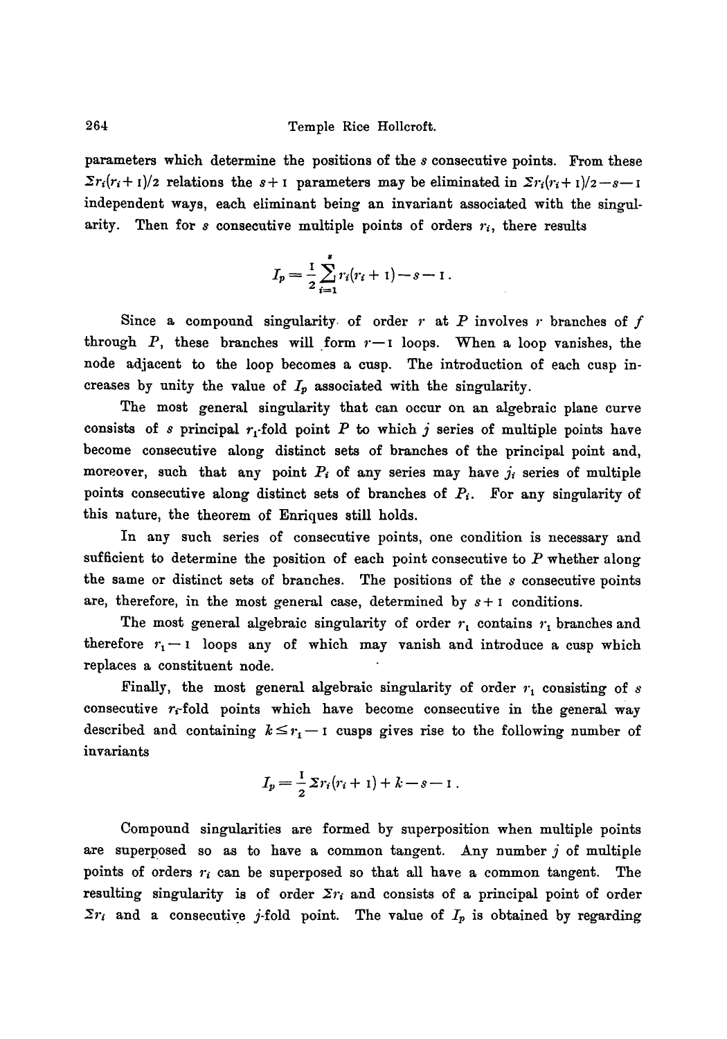parameters which determine the positions of the $s$ consecutive points. From these $\Sigma r_i(r_i+1)/2$ relations the $s+1$ parameters may be eliminated in $\Sigma r_i(r_i+1)/2-s-1$ independent ways, each eliminant being an invariant associated with the singularity. Then for $s$ consecutive multiple points of orders $r_i$, there results

$$I_p = \frac{1}{2}\sum_{i=1}^{s} r_i(r_i+1) - s - 1 .$$

Since a compound singularity of order $r$ at $P$ involves $r$ branches of $f$ through $P$, these branches will form $r-1$ loops. When a loop vanishes, the node adjacent to the loop becomes a cusp. The introduction of each cusp increases by unity the value of $I_p$ associated with the singularity.

The most general singularity that can occur on an algebraic plane curve consists of $s$ principal $r_1$-fold point $P$ to which $j$ series of multiple points have become consecutive along distinct sets of branches of the principal point and, moreover, such that any point $P_i$ of any series may have $j_i$ series of multiple points consecutive along distinct sets of branches of $P_i$. For any singularity of this nature, the theorem of Enriques still holds.

In any such series of consecutive points, one condition is necessary and sufficient to determine the position of each point consecutive to $P$ whether along the same or distinct sets of branches. The positions of the $s$ consecutive points are, therefore, in the most general case, determined by $s+1$ conditions.

The most general algebraic singularity of order $r_1$ contains $r_1$ branches and therefore $r_1 - 1$ loops any of which may vanish and introduce a cusp which replaces a constituent node.

Finally, the most general algebraic singularity of order $r_1$ consisting of $s$ consecutive $r_i$-fold points which have become consecutive in the general way described and containing $k \leq r_1 - 1$ cusps gives rise to the following number of invariants

$$I_p = \frac{1}{2}\Sigma r_i(r_i+1) + k - s - 1 .$$

Compound singularities are formed by superposition when multiple points are superposed so as to have a common tangent. Any number $j$ of multiple points of orders $r_i$ can be superposed so that all have a common tangent. The resulting singularity is of order $\Sigma r_i$ and consists of a principal point of order $\Sigma r_i$ and a consecutive $j$-fold point. The value of $I_p$ is obtained by regarding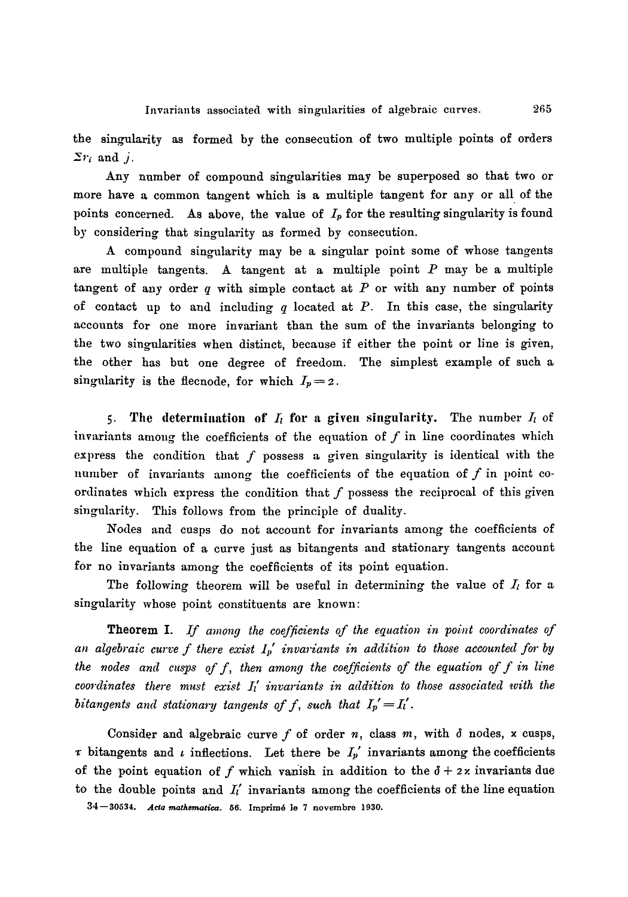the singularity as formed by the consecution of two multiple points of orders $\Sigma r_i$ and $j$.

Any number of compound singularities may be superposed so that two or more have a common tangent which is a multiple tangent for any or all of the points concerned. As above, the value of $I_p$ for the resulting singularity is found by considering that singularity as formed by consecution.

A compound singularity may be a singular point some of whose tangents are multiple tangents. A tangent at a multiple point $P$ may be a multiple tangent of any order $q$ with simple contact at $P$ or with any number of points of contact up to and including $q$ located at $P$. In this case, the singularity accounts for one more invariant than the sum of the invariants belonging to the two singularities when distinct, because if either the point or line is given, the other has but one degree of freedom. The simplest example of such a singularity is the flecnode, for which $I_p = 2$.

5. **The determination of $I_l$ for a given singularity.** The number $I_l$ of invariants among the coefficients of the equation of $f$ in line coordinates which express the condition that $f$ possess a given singularity is identical with the number of invariants among the coefficients of the equation of $f$ in point coordinates which express the condition that $f$ possess the reciprocal of this given singularity. This follows from the principle of duality.

Nodes and cusps do not account for invariants among the coefficients of the line equation of a curve just as bitangents and stationary tangents account for no invariants among the coefficients of its point equation.

The following theorem will be useful in determining the value of $I_l$ for a singularity whose point constituents are known:

**Theorem I.** *If among the coefficients of the equation in point coordinates of an algebraic curve $f$ there exist $I_p'$ invariants in addition to those accounted for by the nodes and cusps of $f$, then among the coefficients of the equation of $f$ in line coordinates there must exist $I_l'$ invariants in addition to those associated with the bitangents and stationary tangents of $f$, such that $I_p' = I_l'$.*

Consider and algebraic curve $f$ of order $n$, class $m$, with $\delta$ nodes, $\varkappa$ cusps, $\tau$ bitangents and $\iota$ inflections. Let there be $I_p'$ invariants among the coefficients of the point equation of $f$ which vanish in addition to the $\delta + 2\varkappa$ invariants due to the double points and $I_l'$ invariants among the coefficients of the line equation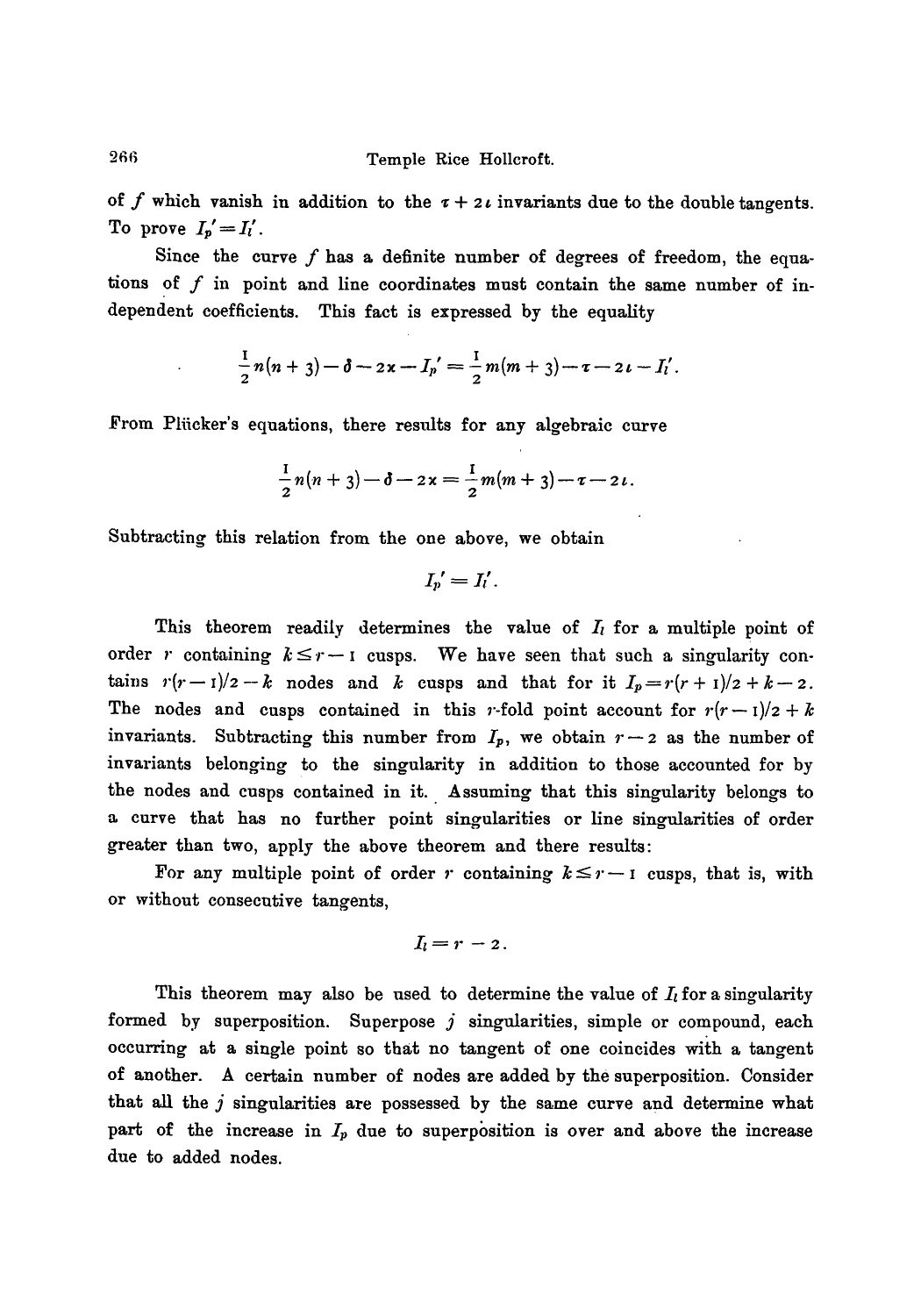of $f$ which vanish in addition to the $\tau + 2\iota$ invariants due to the double tangents. To prove $I_p' = I_l'$.

Since the curve $f$ has a definite number of degrees of freedom, the equations of $f$ in point and line coordinates must contain the same number of independent coefficients. This fact is expressed by the equality

$$\frac{1}{2} n(n+3) - \delta - 2\varkappa - I_p' = \frac{1}{2} m(m+3) - \tau - 2\iota - I_l'.$$

From Plücker's equations, there results for any algebraic curve

$$\frac{1}{2} n(n+3) - \delta - 2\varkappa = \frac{1}{2} m(m+3) - \tau - 2\iota.$$

Subtracting this relation from the one above, we obtain

$$I_p' = I_l'.$$

This theorem readily determines the value of $I_l$ for a multiple point of order $r$ containing $k \leq r-1$ cusps. We have seen that such a singularity contains $r(r-1)/2 - k$ nodes and $k$ cusps and that for it $I_p = r(r+1)/2 + k - 2$. The nodes and cusps contained in this $r$-fold point account for $r(r-1)/2 + k$ invariants. Subtracting this number from $I_p$, we obtain $r-2$ as the number of invariants belonging to the singularity in addition to those accounted for by the nodes and cusps contained in it. Assuming that this singularity belongs to a curve that has no further point singularities or line singularities of order greater than two, apply the above theorem and there results:

For any multiple point of order $r$ containing $k \leq r-1$ cusps, that is, with or without consecutive tangents,

$$I_l = r - 2.$$

This theorem may also be used to determine the value of $I_l$ for a singularity formed by superposition. Superpose $j$ singularities, simple or compound, each occurring at a single point so that no tangent of one coincides with a tangent of another. A certain number of nodes are added by the superposition. Consider that all the $j$ singularities are possessed by the same curve and determine what part of the increase in $I_p$ due to superposition is over and above the increase due to added nodes.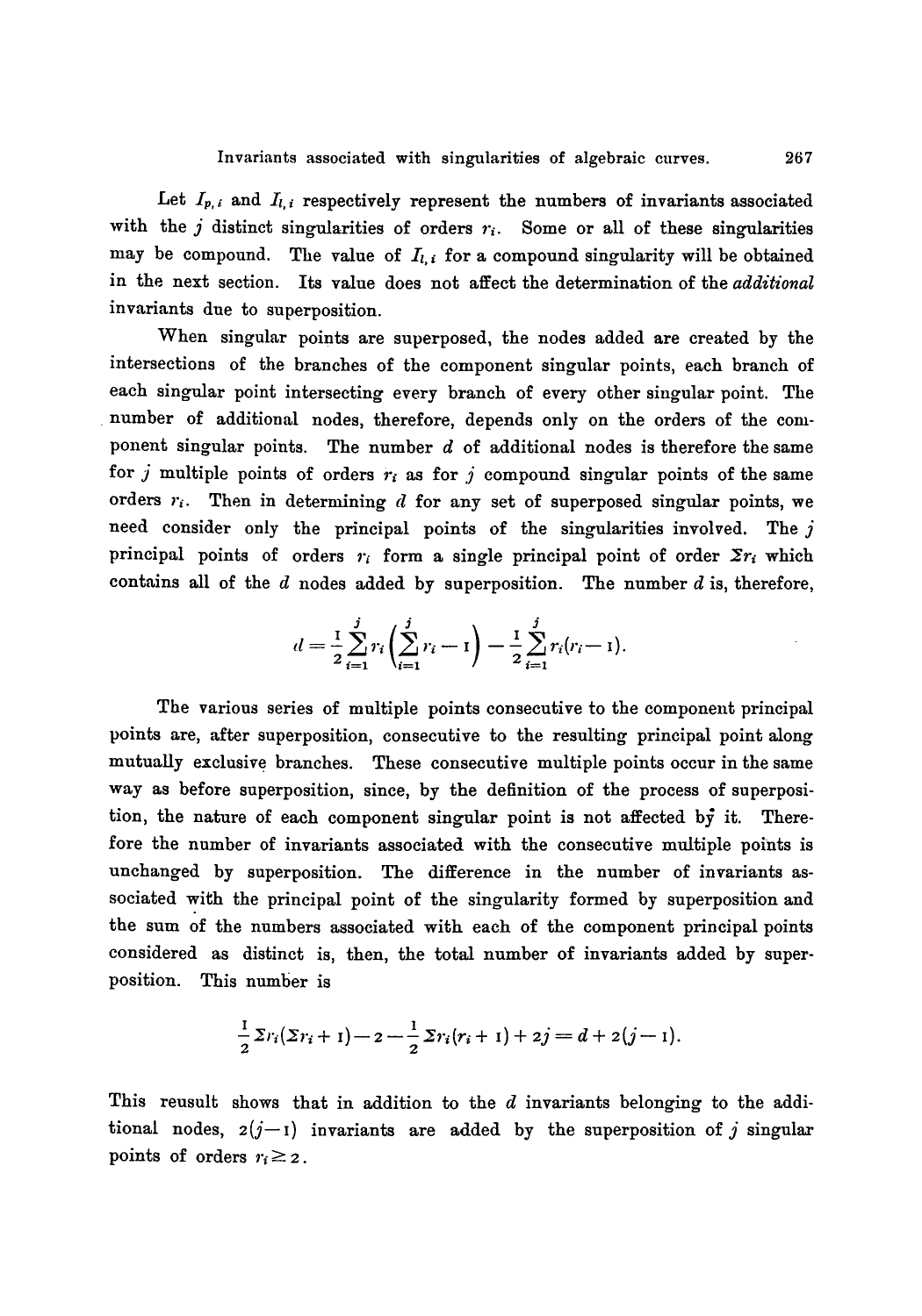Let $I_{p,i}$ and $I_{l,i}$ respectively represent the numbers of invariants associated with the $j$ distinct singularities of orders $r_i$. Some or all of these singularities may be compound. The value of $I_{l,i}$ for a compound singularity will be obtained in the next section. Its value does not affect the determination of the *additional* invariants due to superposition.

When singular points are superposed, the nodes added are created by the intersections of the branches of the component singular points, each branch of each singular point intersecting every branch of every other singular point. The number of additional nodes, therefore, depends only on the orders of the component singular points. The number $d$ of additional nodes is therefore the same for $j$ multiple points of orders $r_i$ as for $j$ compound singular points of the same orders $r_i$. Then in determining $d$ for any set of superposed singular points, we need consider only the principal points of the singularities involved. The $j$ principal points of orders $r_i$ form a single principal point of order $\Sigma r_i$ which contains all of the $d$ nodes added by superposition. The number $d$ is, therefore,

$$d = \frac{1}{2}\sum_{i=1}^{j} r_i \left(\sum_{i=1}^{j} r_i - 1\right) - \frac{1}{2}\sum_{i=1}^{j} r_i(r_i - 1).$$

The various series of multiple points consecutive to the component principal points are, after superposition, consecutive to the resulting principal point along mutually exclusive branches. These consecutive multiple points occur in the same way as before superposition, since, by the definition of the process of superposition, the nature of each component singular point is not affected by it. Therefore the number of invariants associated with the consecutive multiple points is unchanged by superposition. The difference in the number of invariants associated with the principal point of the singularity formed by superposition and the sum of the numbers associated with each of the component principal points considered as distinct is, then, the total number of invariants added by superposition. This number is

$$\frac{1}{2}\Sigma r_i(\Sigma r_i + 1) - 2 - \frac{1}{2}\Sigma r_i(r_i + 1) + 2j = d + 2(j - 1).$$

This reusult shows that in addition to the $d$ invariants belonging to the additional nodes, $2(j-1)$ invariants are added by the superposition of $j$ singular points of orders $r_i \geq 2$.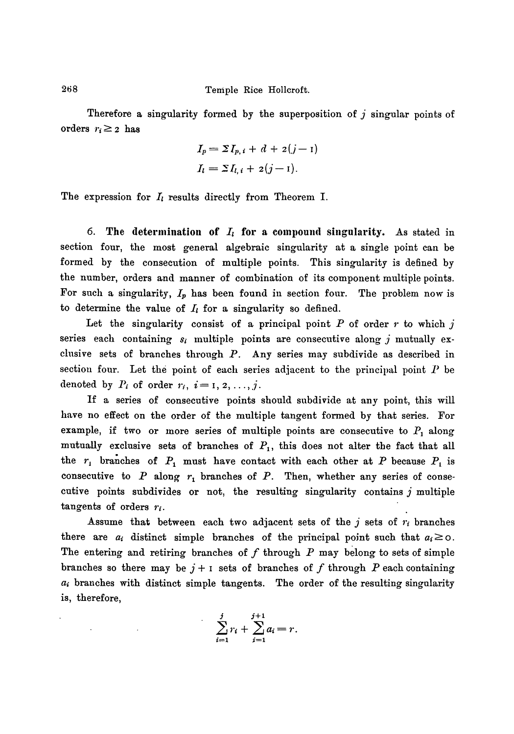Therefore a singularity formed by the superposition of $j$ singular points of orders $r_i \geq 2$ has

$$I_p = \Sigma I_{p,i} + d + 2(j - 1)$$

$$I_t = \Sigma I_{t,i} + 2(j - 1).$$

The expression for $I_t$ results directly from Theorem I.

6. **The determination of $I_t$ for a compound singularity.** As stated in section four, the most general algebraic singularity at a single point can be formed by the consecution of multiple points. This singularity is defined by the number, orders and manner of combination of its component multiple points. For such a singularity, $I_p$ has been found in section four. The problem now is to determine the value of $I_t$ for a singularity so defined.

Let the singularity consist of a principal point $P$ of order $r$ to which $j$ series each containing $s_i$ multiple points are consecutive along $j$ mutually exclusive sets of branches through $P$. Any series may subdivide as described in section four. Let the point of each series adjacent to the principal point $P$ be denoted by $P_i$ of order $r_i$, $i = 1, 2, \ldots, j$.

If a series of consecutive points should subdivide at any point, this will have no effect on the order of the multiple tangent formed by that series. For example, if two or more series of multiple points are consecutive to $P_1$ along mutually exclusive sets of branches of $P_1$, this does not alter the fact that all the $r_1$ branches of $P_1$ must have contact with each other at $P$ because $P_1$ is consecutive to $P$ along $r_1$ branches of $P$. Then, whether any series of consecutive points subdivides or not, the resulting singularity contains $j$ multiple tangents of orders $r_i$.

Assume that between each two adjacent sets of the $j$ sets of $r_i$ branches there are $a_i$ distinct simple branches of the principal point such that $a_i \geq 0$. The entering and retiring branches of $f$ through $P$ may belong to sets of simple branches so there may be $j + 1$ sets of branches of $f$ through $P$ each containing $a_i$ branches with distinct simple tangents. The order of the resulting singularity is, therefore,

$$\sum_{i=1}^{j} r_i + \sum_{i=1}^{j+1} a_i = r.$$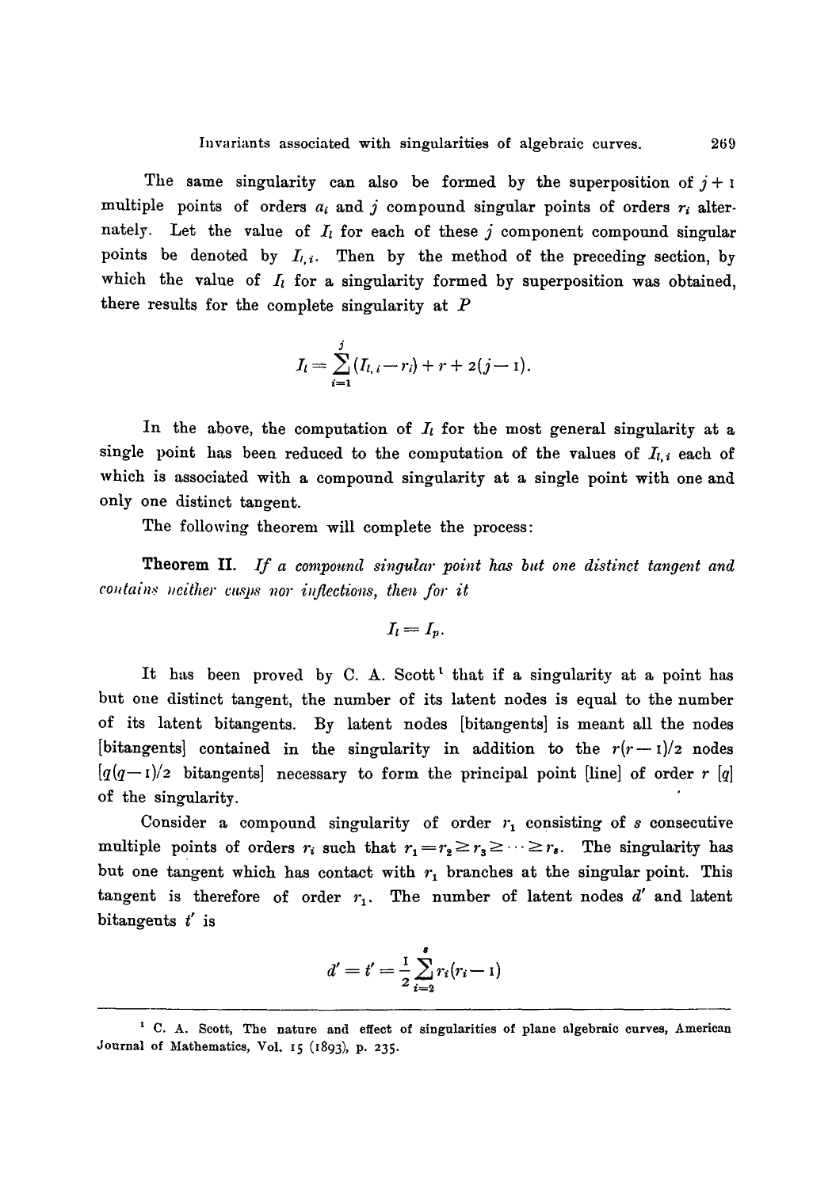The same singularity can also be formed by the superposition of $j + 1$ multiple points of orders $a_i$ and $j$ compound singular points of orders $r_i$ alternately. Let the value of $I_l$ for each of these $j$ component compound singular points be denoted by $I_{l,i}$. Then by the method of the preceding section, by which the value of $I_l$ for a singularity formed by superposition was obtained, there results for the complete singularity at $P$

$$I_l = \sum_{i=1}^{j} (I_{l,i} - r_i) + r + 2(j - 1).$$

In the above, the computation of $I_l$ for the most general singularity at a single point has been reduced to the computation of the values of $I_{l,i}$ each of which is associated with a compound singularity at a single point with one and only one distinct tangent.

The following theorem will complete the process:

**Theorem II.** *If a compound singular point has but one distinct tangent and contains neither cusps nor inflections, then for it*

$$I_l = I_p.$$

It has been proved by C. A. Scott[1] that if a singularity at a point has but one distinct tangent, the number of its latent nodes is equal to the number of its latent bitangents. By latent nodes [bitangents] is meant all the nodes [bitangents] contained in the singularity in addition to the $r(r-1)/2$ nodes [$q(q-1)/2$ bitangents] necessary to form the principal point [line] of order $r$ [$q$] of the singularity.

Consider a compound singularity of order $r_1$ consisting of $s$ consecutive multiple points of orders $r_i$ such that $r_1 = r_2 \geq r_3 \geq \cdots \geq r_s$. The singularity has but one tangent which has contact with $r_1$ branches at the singular point. This tangent is therefore of order $r_1$. The number of latent nodes $d'$ and latent bitangents $t'$ is

$$d' = t' = \frac{1}{2} \sum_{i=2}^{s} r_i(r_i - 1)$$

---

[1] C. A. Scott, The nature and effect of singularities of plane algebraic curves, American Journal of Mathematics, Vol. 15 (1893), p. 235.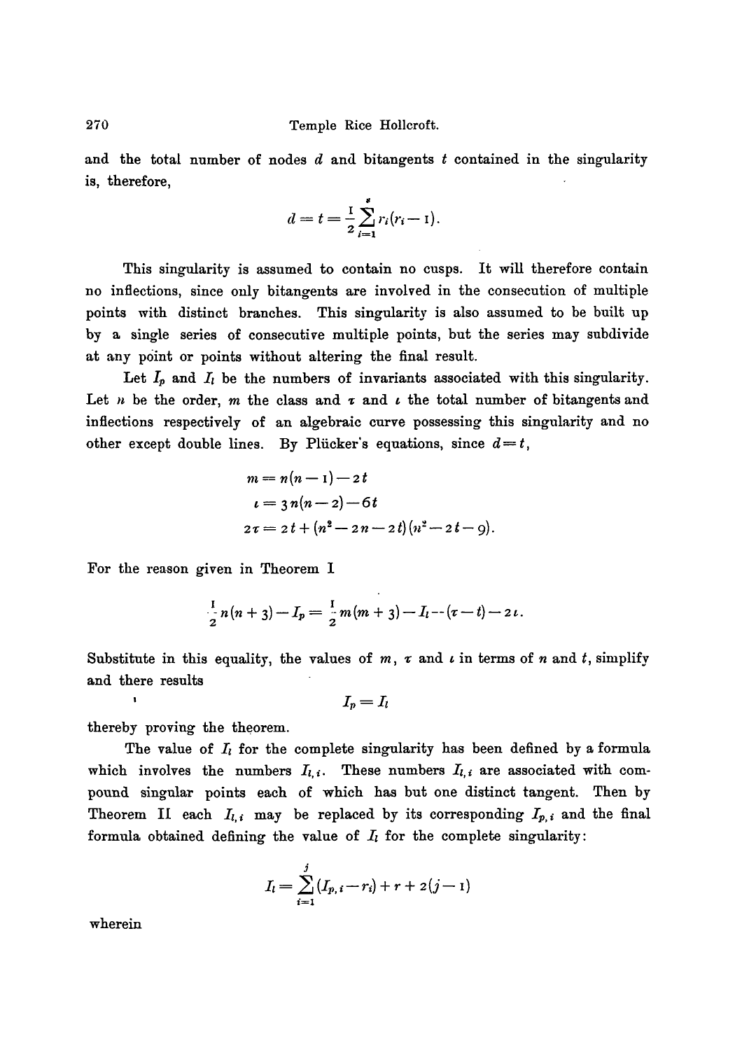and the total number of nodes $d$ and bitangents $t$ contained in the singularity is, therefore,

$$d = t = \frac{1}{2}\sum_{i=1}^{s} r_i(r_i - 1).$$

This singularity is assumed to contain no cusps. It will therefore contain no inflections, since only bitangents are involved in the consecution of multiple points with distinct branches. This singularity is also assumed to be built up by a single series of consecutive multiple points, but the series may subdivide at any point or points without altering the final result.

Let $I_p$ and $I_l$ be the numbers of invariants associated with this singularity. Let $n$ be the order, $m$ the class and $\tau$ and $\iota$ the total number of bitangents and inflections respectively of an algebraic curve possessing this singularity and no other except double lines. By Plücker's equations, since $d = t$,

$$m = n(n-1) - 2t$$

$$\iota = 3n(n-2) - 6t$$

$$2\tau = 2t + (n^2 - 2n - 2t)(n^2 - 2t - 9).$$

For the reason given in Theorem I

$$\frac{1}{2}n(n+3) - I_p = \frac{1}{2}m(m+3) - I_l - (\tau - t) - 2\iota.$$

Substitute in this equality, the values of $m$, $\tau$ and $\iota$ in terms of $n$ and $t$, simplify and there results

$$I_p = I_l$$

thereby proving the theorem.

The value of $I_l$ for the complete singularity has been defined by a formula which involves the numbers $I_{l,i}$. These numbers $I_{l,i}$ are associated with compound singular points each of which has but one distinct tangent. Then by Theorem II each $I_{l,i}$ may be replaced by its corresponding $I_{p,i}$ and the final formula obtained defining the value of $I_l$ for the complete singularity:

$$I_l = \sum_{i=1}^{j}(I_{p,i} - r_i) + r + 2(j-1)$$

wherein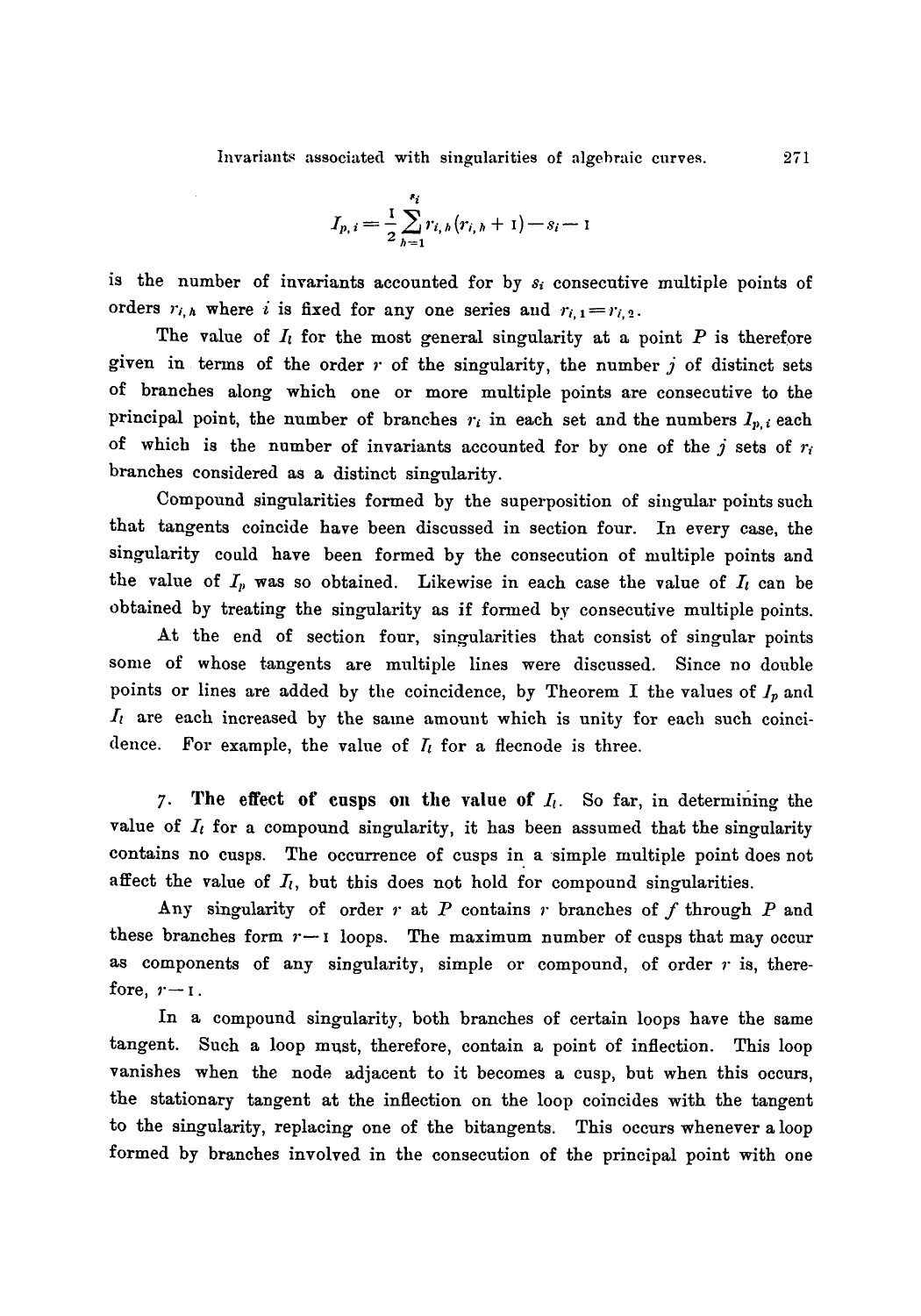$$I_{p,i} = \frac{1}{2}\sum_{h=1}^{s_i} r_{i,h}(r_{i,h}+1) - s_i - 1$$

is the number of invariants accounted for by $s_i$ consecutive multiple points of orders $r_{i,h}$ where $i$ is fixed for any one series and $r_{i,1} = r_{i,2}$.

The value of $I_l$ for the most general singularity at a point $P$ is therefore given in terms of the order $r$ of the singularity, the number $j$ of distinct sets of branches along which one or more multiple points are consecutive to the principal point, the number of branches $r_i$ in each set and the numbers $I_{p,i}$ each of which is the number of invariants accounted for by one of the $j$ sets of $r_i$ branches considered as a distinct singularity.

Compound singularities formed by the superposition of singular points such that tangents coincide have been discussed in section four. In every case, the singularity could have been formed by the consecution of multiple points and the value of $I_p$ was so obtained. Likewise in each case the value of $I_l$ can be obtained by treating the singularity as if formed by consecutive multiple points.

At the end of section four, singularities that consist of singular points some of whose tangents are multiple lines were discussed. Since no double points or lines are added by the coincidence, by Theorem I the values of $I_p$ and $I_l$ are each increased by the same amount which is unity for each such coincidence. For example, the value of $I_l$ for a flecnode is three.

## 7. The effect of cusps on the value of $I_l$.

So far, in determining the value of $I_l$ for a compound singularity, it has been assumed that the singularity contains no cusps. The occurrence of cusps in a simple multiple point does not affect the value of $I_l$, but this does not hold for compound singularities.

Any singularity of order $r$ at $P$ contains $r$ branches of $f$ through $P$ and these branches form $r-1$ loops. The maximum number of cusps that may occur as components of any singularity, simple or compound, of order $r$ is, therefore, $r-1$.

In a compound singularity, both branches of certain loops have the same tangent. Such a loop must, therefore, contain a point of inflection. This loop vanishes when the node adjacent to it becomes a cusp, but when this occurs, the stationary tangent at the inflection on the loop coincides with the tangent to the singularity, replacing one of the bitangents. This occurs whenever a loop formed by branches involved in the consecution of the principal point with one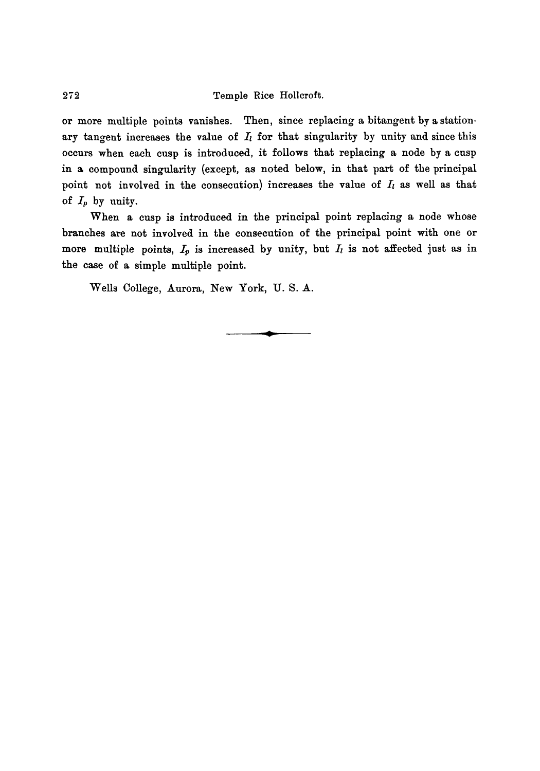or more multiple points vanishes. Then, since replacing a bitangent by a stationary tangent increases the value of $I_l$ for that singularity by unity and since this occurs when each cusp is introduced, it follows that replacing a node by a cusp in a compound singularity (except, as noted below, in that part of the principal point not involved in the consecution) increases the value of $I_l$ as well as that of $I_p$ by unity.

When a cusp is introduced in the principal point replacing a node whose branches are not involved in the consecution of the principal point with one or more multiple points, $I_p$ is increased by unity, but $I_l$ is not affected just as in the case of a simple multiple point.

Wells College, Aurora, New York, U. S. A.